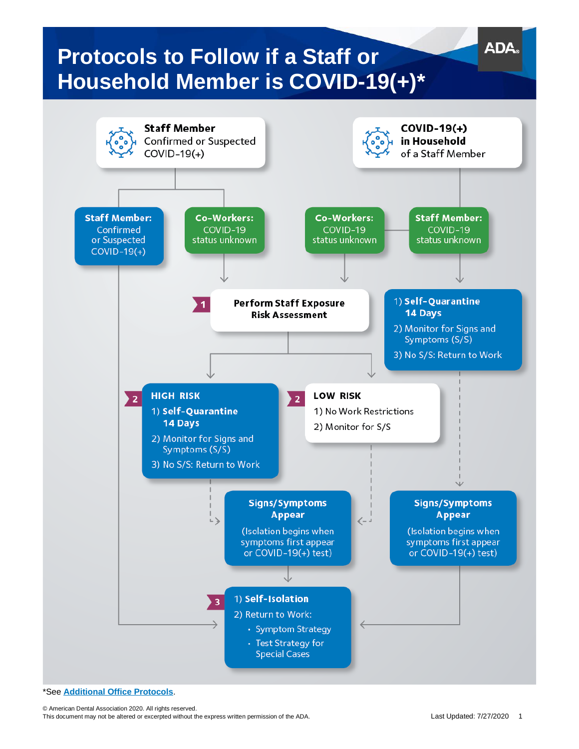# Protocols to Follow if a Staff or Household Member is COVID-19(+)*

ADA

**Staff Member** Confirmed or Suspected COVID-19(+)

**COVID-19(+) in Household** of a Staff Member

**Staff Member:** Confirmed or Suspected COVID-19(+)

**Co-Workers:** COVID-19 status unknown

**Co-Workers:** COVID-19 status unknown

**Staff Member:** COVID-19 status unknown

1 **Perform Staff Exposure Risk Assessment**

1) **Self-Quarantine 14 Days**
2) Monitor for Signs and Symptoms (S/S)
3) No S/S: Return to Work

2 **HIGH RISK**
1) **Self-Quarantine 14 Days**
2) Monitor for Signs and Symptoms (S/S)
3) No S/S: Return to Work

2 **LOW RISK**
1) No Work Restrictions
2) Monitor for S/S

**Signs/Symptoms Appear**
(Isolation begins when symptoms first appear or COVID-19(+) test)

**Signs/Symptoms Appear**
(Isolation begins when symptoms first appear or COVID-19(+) test)

3
1) **Self-Isolation**
2) Return to Work:
   - Symptom Strategy
   - Test Strategy for Special Cases

*See Additional Office Protocols.

© American Dental Association 2020. All rights reserved.
This document may not be altered or excerpted without the express written permission of the ADA.

Last Updated: 7/27/2020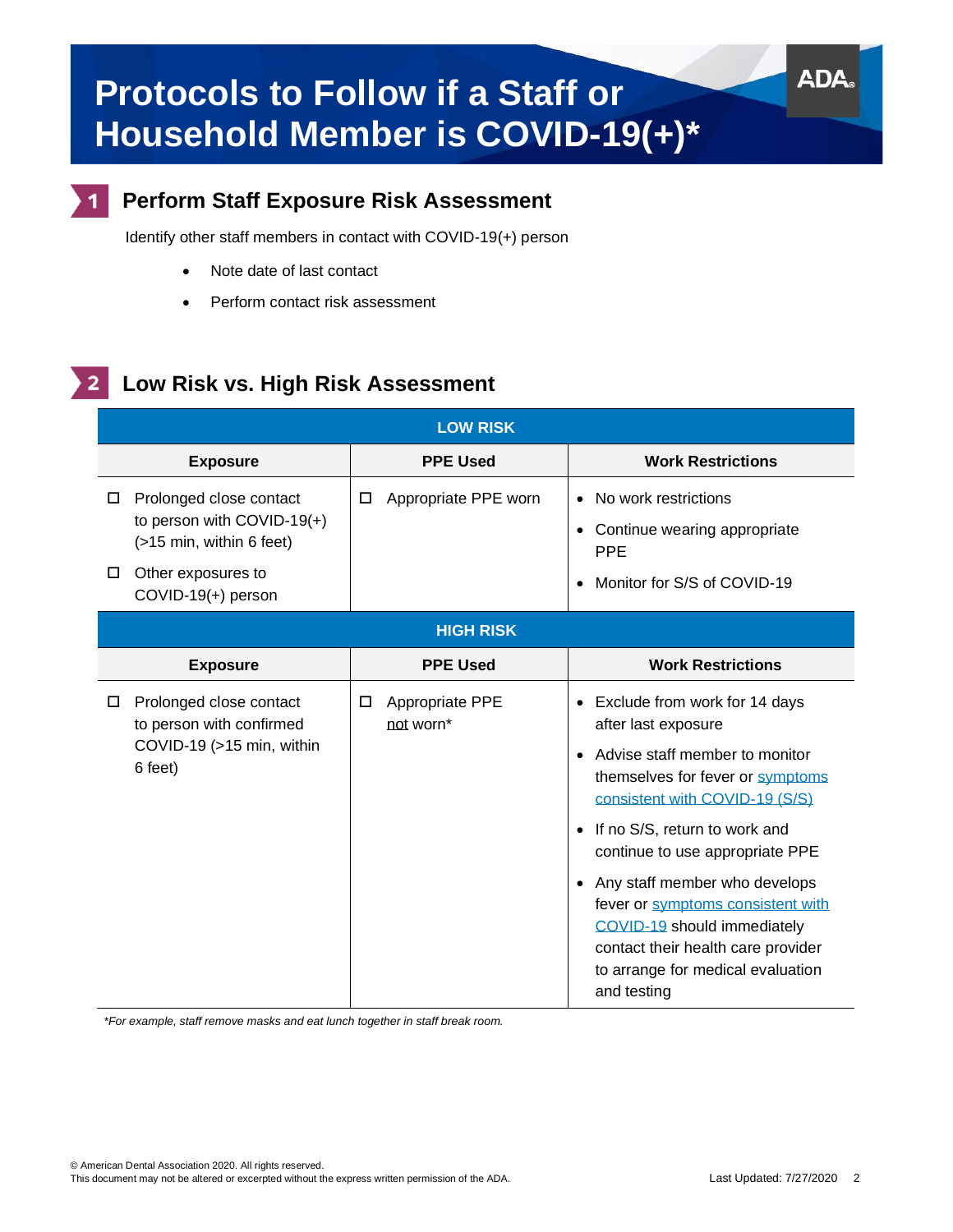# Protocols to Follow if a Staff or Household Member is COVID-19(+)*

## 1 Perform Staff Exposure Risk Assessment

Identify other staff members in contact with COVID-19(+) person

- Note date of last contact
- Perform contact risk assessment

## 2 Low Risk vs. High Risk Assessment

| LOW RISK | | |
|---|---|---|
| **Exposure** | **PPE Used** | **Work Restrictions** |
| ☐ Prolonged close contact to person with COVID-19(+) (>15 min, within 6 feet)<br>☐ Other exposures to COVID-19(+) person | ☐ Appropriate PPE worn | • No work restrictions<br>• Continue wearing appropriate PPE<br>• Monitor for S/S of COVID-19 |
| **HIGH RISK** | | |
| **Exposure** | **PPE Used** | **Work Restrictions** |
| ☐ Prolonged close contact to person with confirmed COVID-19 (>15 min, within 6 feet) | ☐ Appropriate PPE <u>not</u> worn* | • Exclude from work for 14 days after last exposure<br>• Advise staff member to monitor themselves for fever or symptoms consistent with COVID-19 (S/S)<br>• If no S/S, return to work and continue to use appropriate PPE<br>• Any staff member who develops fever or symptoms consistent with COVID-19 should immediately contact their health care provider to arrange for medical evaluation and testing |

*\*For example, staff remove masks and eat lunch together in staff break room.*

© American Dental Association 2020. All rights reserved.
This document may not be altered or excerpted without the express written permission of the ADA.

Last Updated: 7/27/2020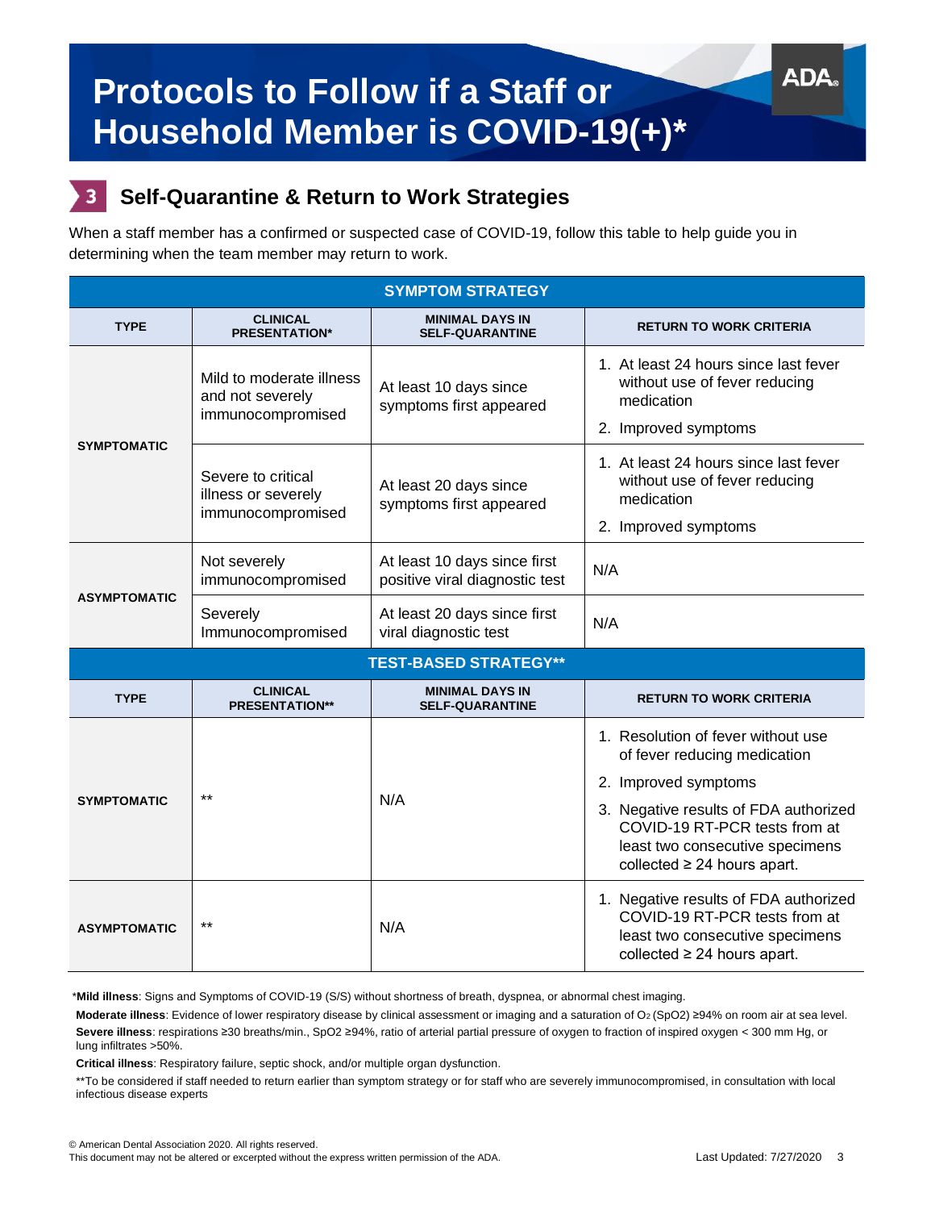# Protocols to Follow if a Staff or Household Member is COVID-19(+)*

## 3 Self-Quarantine & Return to Work Strategies

When a staff member has a confirmed or suspected case of COVID-19, follow this table to help guide you in determining when the team member may return to work.

| SYMPTOM STRATEGY | | | |
|---|---|---|---|
| **TYPE** | **CLINICAL PRESENTATION*** | **MINIMAL DAYS IN SELF-QUARANTINE** | **RETURN TO WORK CRITERIA** |
| **SYMPTOMATIC** | Mild to moderate illness and not severely immunocompromised | At least 10 days since symptoms first appeared | 1. At least 24 hours since last fever without use of fever reducing medication<br>2. Improved symptoms |
| | Severe to critical illness or severely immunocompromised | At least 20 days since symptoms first appeared | 1. At least 24 hours since last fever without use of fever reducing medication<br>2. Improved symptoms |
| **ASYMPTOMATIC** | Not severely immunocompromised | At least 10 days since first positive viral diagnostic test | N/A |
| | Severely Immunocompromised | At least 20 days since first viral diagnostic test | N/A |
| **TEST-BASED STRATEGY**** | | | |
| **TYPE** | **CLINICAL PRESENTATION**** | **MINIMAL DAYS IN SELF-QUARANTINE** | **RETURN TO WORK CRITERIA** |
| **SYMPTOMATIC** | ** | N/A | 1. Resolution of fever without use of fever reducing medication<br>2. Improved symptoms<br>3. Negative results of FDA authorized COVID-19 RT-PCR tests from at least two consecutive specimens collected ≥ 24 hours apart. |
| **ASYMPTOMATIC** | ** | N/A | 1. Negative results of FDA authorized COVID-19 RT-PCR tests from at least two consecutive specimens collected ≥ 24 hours apart. |

***Mild illness**: Signs and Symptoms of COVID-19 (S/S) without shortness of breath, dyspnea, or abnormal chest imaging.

**Moderate illness**: Evidence of lower respiratory disease by clinical assessment or imaging and a saturation of $O_2$ (SpO2) ≥94% on room air at sea level.

**Severe illness**: respirations ≥30 breaths/min., SpO2 ≥94%, ratio of arterial partial pressure of oxygen to fraction of inspired oxygen < 300 mm Hg, or lung infiltrates >50%.

**Critical illness**: Respiratory failure, septic shock, and/or multiple organ dysfunction.

**To be considered if staff needed to return earlier than symptom strategy or for staff who are severely immunocompromised, in consultation with local infectious disease experts

© American Dental Association 2020. All rights reserved.
This document may not be altered or excerpted without the express written permission of the ADA.

Last Updated: 7/27/2020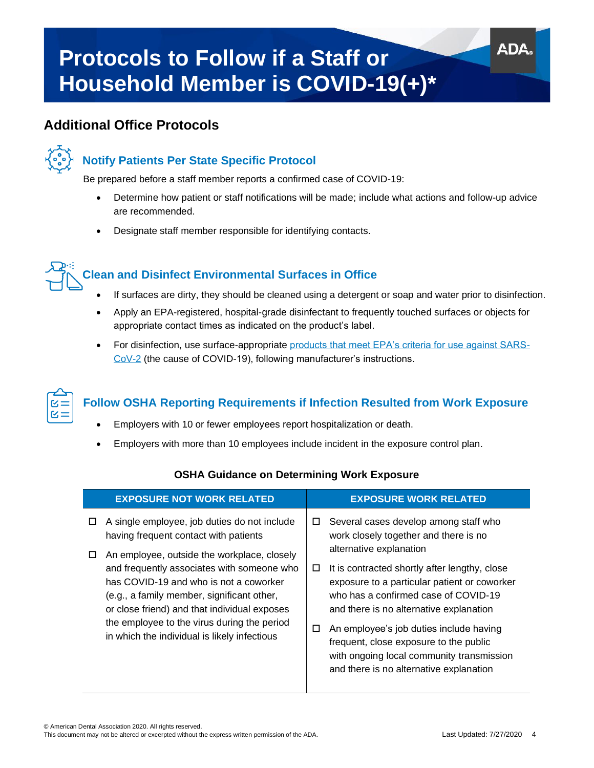# Protocols to Follow if a Staff or Household Member is COVID-19(+)*

## Additional Office Protocols

### Notify Patients Per State Specific Protocol

Be prepared before a staff member reports a confirmed case of COVID-19:

- Determine how patient or staff notifications will be made; include what actions and follow-up advice are recommended.
- Designate staff member responsible for identifying contacts.

### Clean and Disinfect Environmental Surfaces in Office

- If surfaces are dirty, they should be cleaned using a detergent or soap and water prior to disinfection.
- Apply an EPA-registered, hospital-grade disinfectant to frequently touched surfaces or objects for appropriate contact times as indicated on the product's label.
- For disinfection, use surface-appropriate products that meet EPA's criteria for use against SARS-CoV-2 (the cause of COVID-19), following manufacturer's instructions.

### Follow OSHA Reporting Requirements if Infection Resulted from Work Exposure

- Employers with 10 or fewer employees report hospitalization or death.
- Employers with more than 10 employees include incident in the exposure control plan.

**OSHA Guidance on Determining Work Exposure**

| EXPOSURE NOT WORK RELATED | EXPOSURE WORK RELATED |
| --- | --- |
| ☐ A single employee, job duties do not include having frequent contact with patients<br>☐ An employee, outside the workplace, closely and frequently associates with someone who has COVID-19 and who is not a coworker (e.g., a family member, significant other, or close friend) and that individual exposes the employee to the virus during the period in which the individual is likely infectious | ☐ Several cases develop among staff who work closely together and there is no alternative explanation<br>☐ It is contracted shortly after lengthy, close exposure to a particular patient or coworker who has a confirmed case of COVID-19 and there is no alternative explanation<br>☐ An employee's job duties include having frequent, close exposure to the public with ongoing local community transmission and there is no alternative explanation |

© American Dental Association 2020. All rights reserved.
This document may not be altered or excerpted without the express written permission of the ADA.

Last Updated: 7/27/2020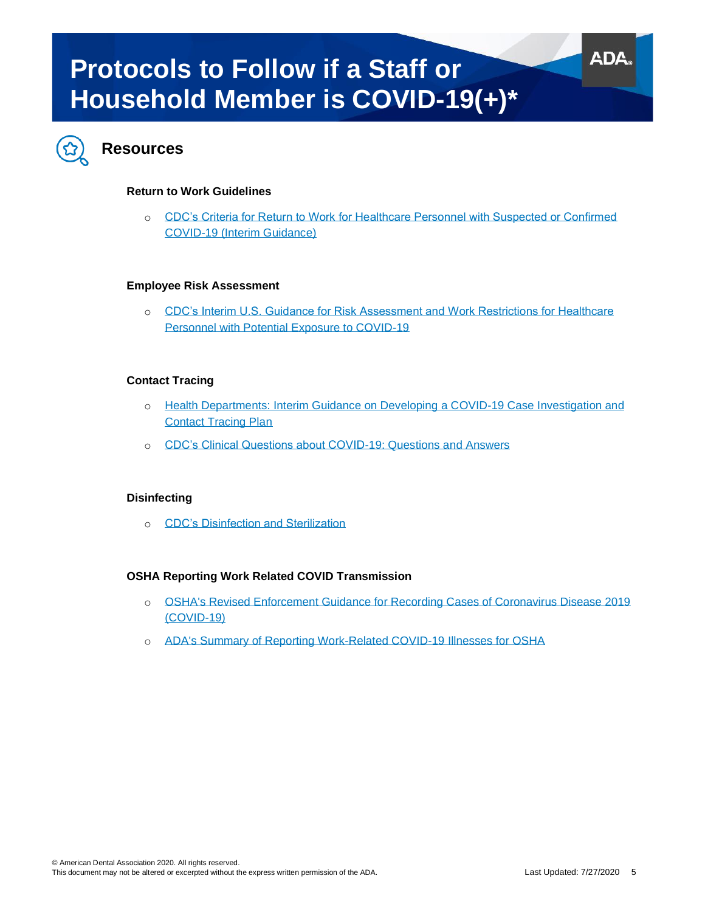# Protocols to Follow if a Staff or Household Member is COVID-19(+)*

## Resources

**Return to Work Guidelines**

- CDC's Criteria for Return to Work for Healthcare Personnel with Suspected or Confirmed COVID-19 (Interim Guidance)

**Employee Risk Assessment**

- CDC's Interim U.S. Guidance for Risk Assessment and Work Restrictions for Healthcare Personnel with Potential Exposure to COVID-19

**Contact Tracing**

- Health Departments: Interim Guidance on Developing a COVID-19 Case Investigation and Contact Tracing Plan
- CDC's Clinical Questions about COVID-19: Questions and Answers

**Disinfecting**

- CDC's Disinfection and Sterilization

**OSHA Reporting Work Related COVID Transmission**

- OSHA's Revised Enforcement Guidance for Recording Cases of Coronavirus Disease 2019 (COVID-19)
- ADA's Summary of Reporting Work-Related COVID-19 Illnesses for OSHA

© American Dental Association 2020. All rights reserved.
This document may not be altered or excerpted without the express written permission of the ADA.

Last Updated: 7/27/2020